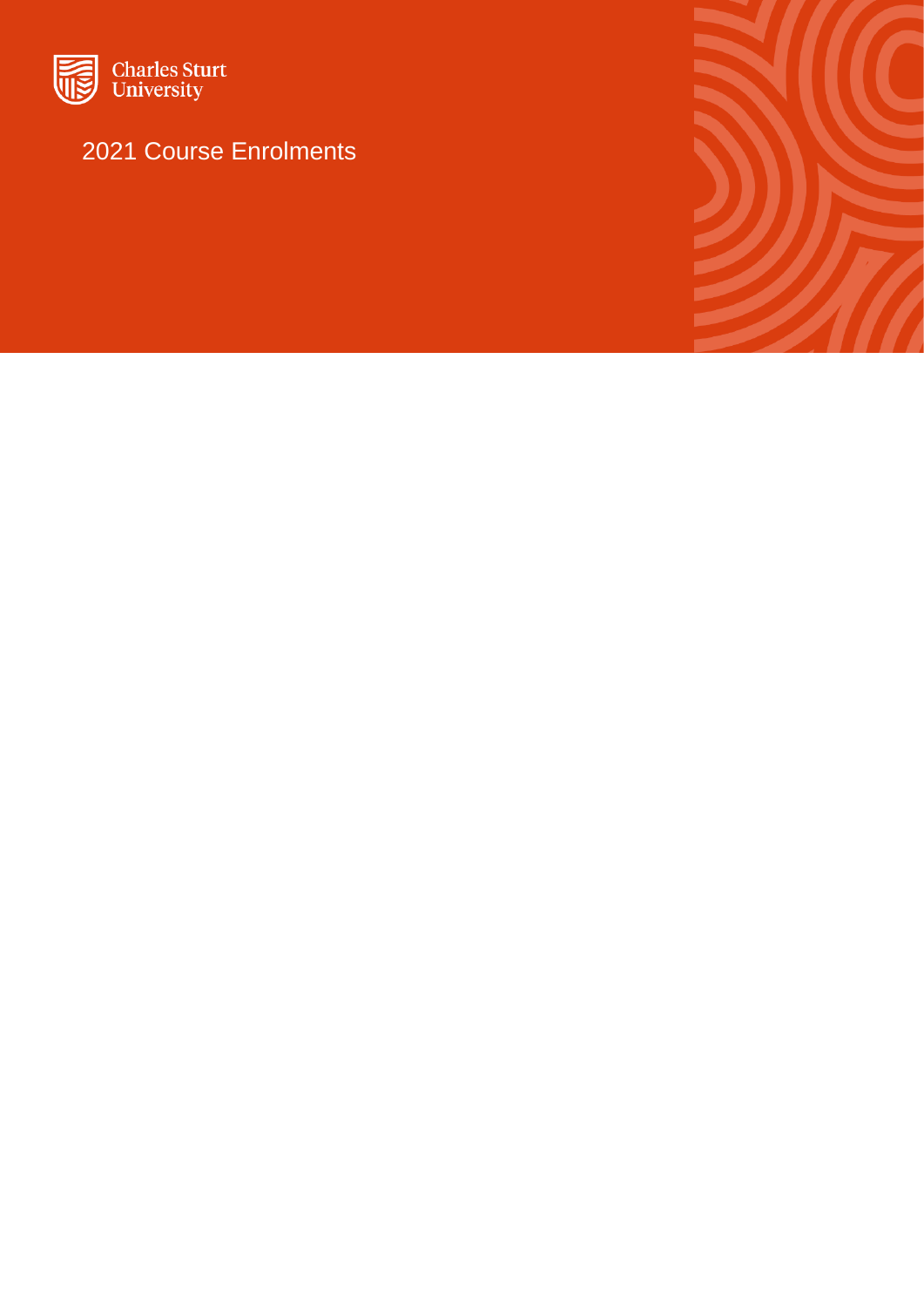Charles Sturt University

# 2021 Course Enrolments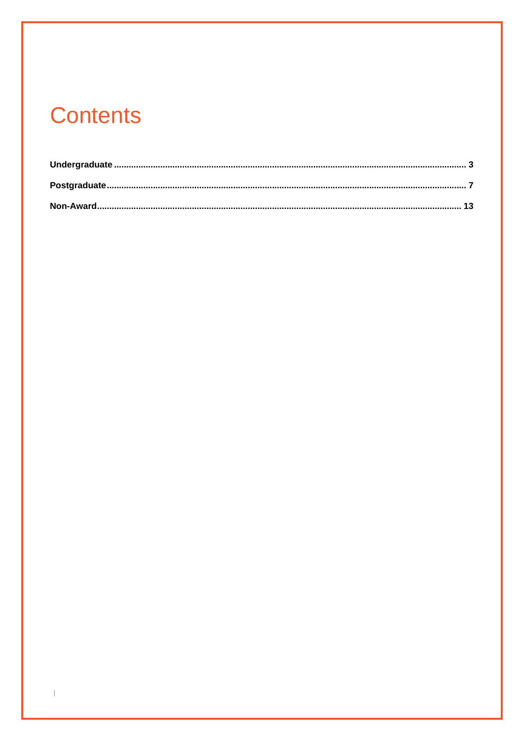# Contents

**Undergraduate** ........................................................................................ 3

**Postgraduate** ........................................................................................ 7

**Non-Award** ........................................................................................ 13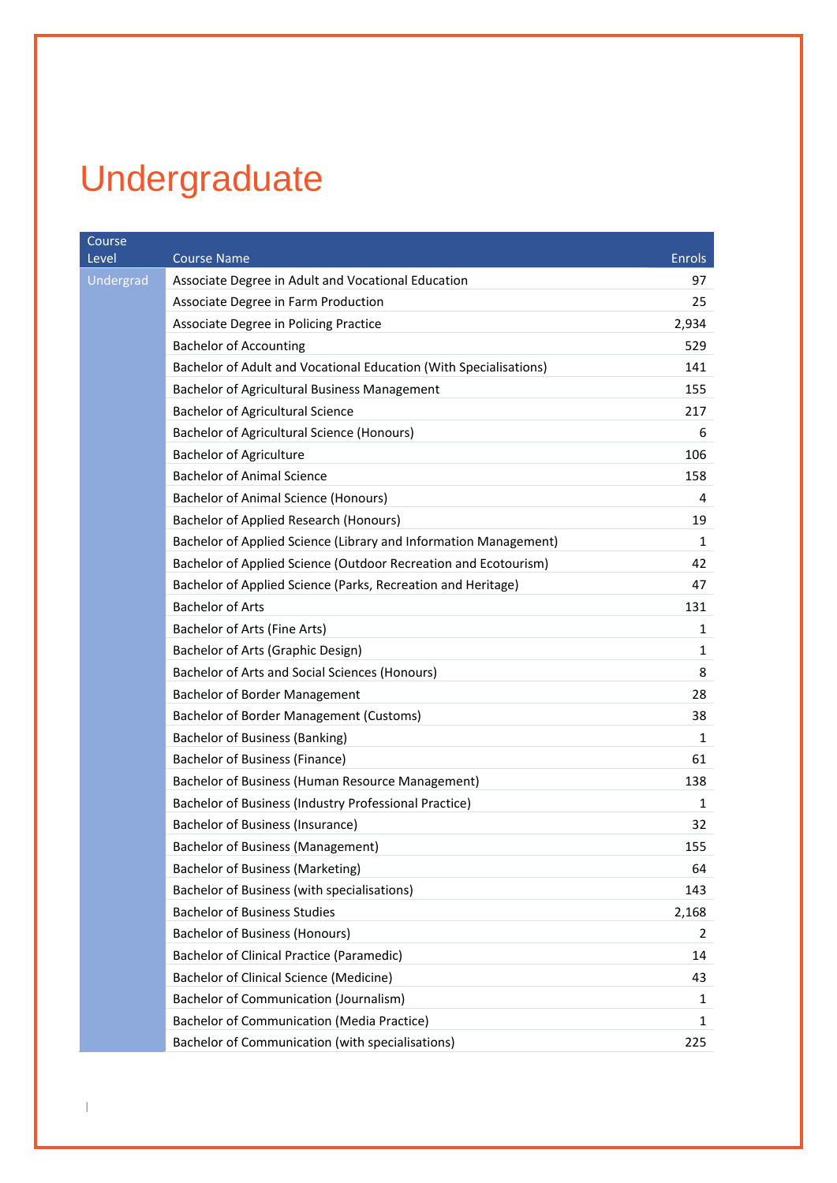# Undergraduate

| Course Level | Course Name | Enrols |
|---|---|---|
| Undergrad | Associate Degree in Adult and Vocational Education | 97 |
| | Associate Degree in Farm Production | 25 |
| | Associate Degree in Policing Practice | 2,934 |
| | Bachelor of Accounting | 529 |
| | Bachelor of Adult and Vocational Education (With Specialisations) | 141 |
| | Bachelor of Agricultural Business Management | 155 |
| | Bachelor of Agricultural Science | 217 |
| | Bachelor of Agricultural Science (Honours) | 6 |
| | Bachelor of Agriculture | 106 |
| | Bachelor of Animal Science | 158 |
| | Bachelor of Animal Science (Honours) | 4 |
| | Bachelor of Applied Research (Honours) | 19 |
| | Bachelor of Applied Science (Library and Information Management) | 1 |
| | Bachelor of Applied Science (Outdoor Recreation and Ecotourism) | 42 |
| | Bachelor of Applied Science (Parks, Recreation and Heritage) | 47 |
| | Bachelor of Arts | 131 |
| | Bachelor of Arts (Fine Arts) | 1 |
| | Bachelor of Arts (Graphic Design) | 1 |
| | Bachelor of Arts and Social Sciences (Honours) | 8 |
| | Bachelor of Border Management | 28 |
| | Bachelor of Border Management (Customs) | 38 |
| | Bachelor of Business (Banking) | 1 |
| | Bachelor of Business (Finance) | 61 |
| | Bachelor of Business (Human Resource Management) | 138 |
| | Bachelor of Business (Industry Professional Practice) | 1 |
| | Bachelor of Business (Insurance) | 32 |
| | Bachelor of Business (Management) | 155 |
| | Bachelor of Business (Marketing) | 64 |
| | Bachelor of Business (with specialisations) | 143 |
| | Bachelor of Business Studies | 2,168 |
| | Bachelor of Business (Honours) | 2 |
| | Bachelor of Clinical Practice (Paramedic) | 14 |
| | Bachelor of Clinical Science (Medicine) | 43 |
| | Bachelor of Communication (Journalism) | 1 |
| | Bachelor of Communication (Media Practice) | 1 |
| | Bachelor of Communication (with specialisations) | 225 |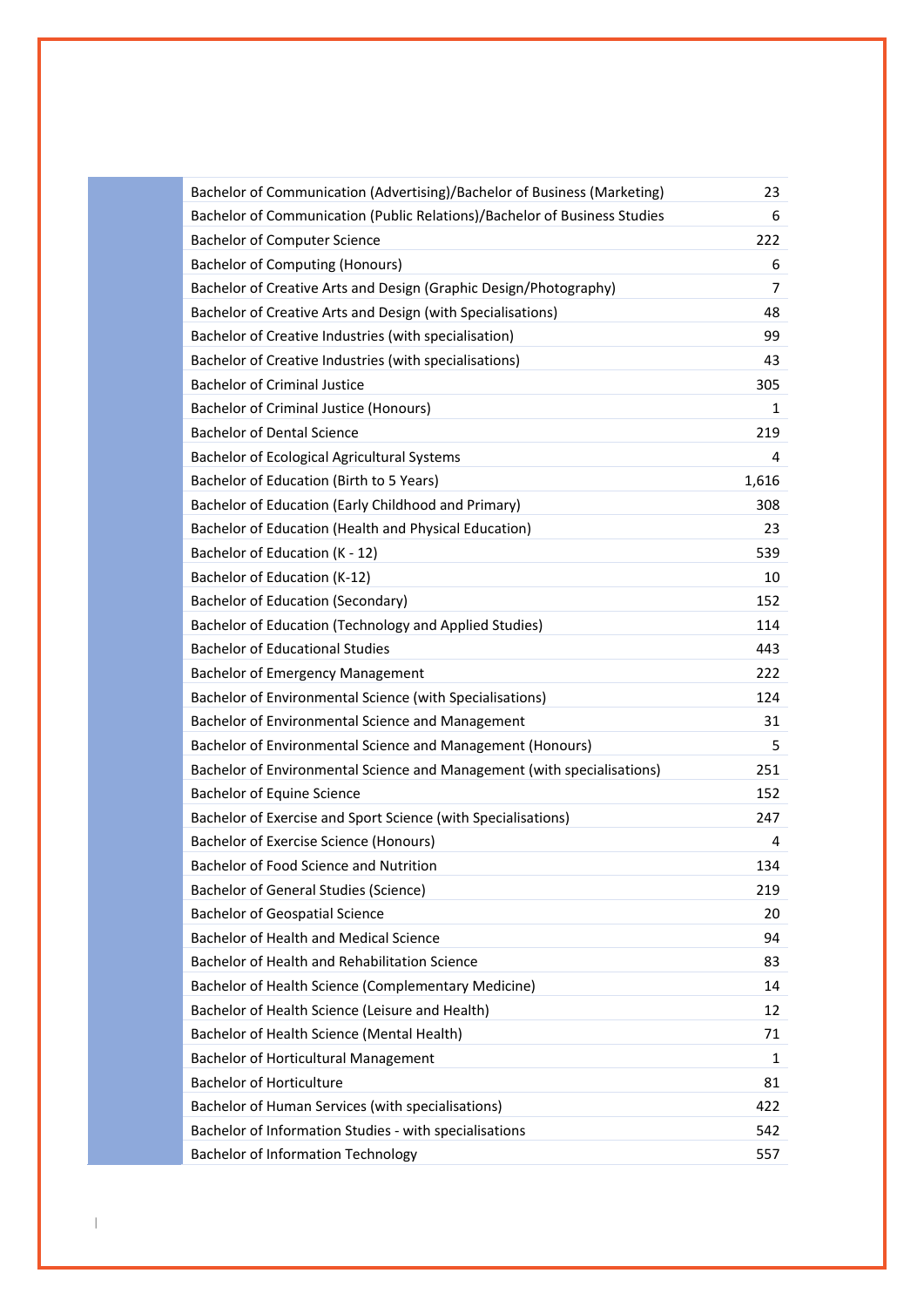| | | |
|---|---|---|
| | Bachelor of Communication (Advertising)/Bachelor of Business (Marketing) | 23 |
| | Bachelor of Communication (Public Relations)/Bachelor of Business Studies | 6 |
| | Bachelor of Computer Science | 222 |
| | Bachelor of Computing (Honours) | 6 |
| | Bachelor of Creative Arts and Design (Graphic Design/Photography) | 7 |
| | Bachelor of Creative Arts and Design (with Specialisations) | 48 |
| | Bachelor of Creative Industries (with specialisation) | 99 |
| | Bachelor of Creative Industries (with specialisations) | 43 |
| | Bachelor of Criminal Justice | 305 |
| | Bachelor of Criminal Justice (Honours) | 1 |
| | Bachelor of Dental Science | 219 |
| | Bachelor of Ecological Agricultural Systems | 4 |
| | Bachelor of Education (Birth to 5 Years) | 1,616 |
| | Bachelor of Education (Early Childhood and Primary) | 308 |
| | Bachelor of Education (Health and Physical Education) | 23 |
| | Bachelor of Education (K - 12) | 539 |
| | Bachelor of Education (K-12) | 10 |
| | Bachelor of Education (Secondary) | 152 |
| | Bachelor of Education (Technology and Applied Studies) | 114 |
| | Bachelor of Educational Studies | 443 |
| | Bachelor of Emergency Management | 222 |
| | Bachelor of Environmental Science (with Specialisations) | 124 |
| | Bachelor of Environmental Science and Management | 31 |
| | Bachelor of Environmental Science and Management (Honours) | 5 |
| | Bachelor of Environmental Science and Management (with specialisations) | 251 |
| | Bachelor of Equine Science | 152 |
| | Bachelor of Exercise and Sport Science (with Specialisations) | 247 |
| | Bachelor of Exercise Science (Honours) | 4 |
| | Bachelor of Food Science and Nutrition | 134 |
| | Bachelor of General Studies (Science) | 219 |
| | Bachelor of Geospatial Science | 20 |
| | Bachelor of Health and Medical Science | 94 |
| | Bachelor of Health and Rehabilitation Science | 83 |
| | Bachelor of Health Science (Complementary Medicine) | 14 |
| | Bachelor of Health Science (Leisure and Health) | 12 |
| | Bachelor of Health Science (Mental Health) | 71 |
| | Bachelor of Horticultural Management | 1 |
| | Bachelor of Horticulture | 81 |
| | Bachelor of Human Services (with specialisations) | 422 |
| | Bachelor of Information Studies - with specialisations | 542 |
| | Bachelor of Information Technology | 557 |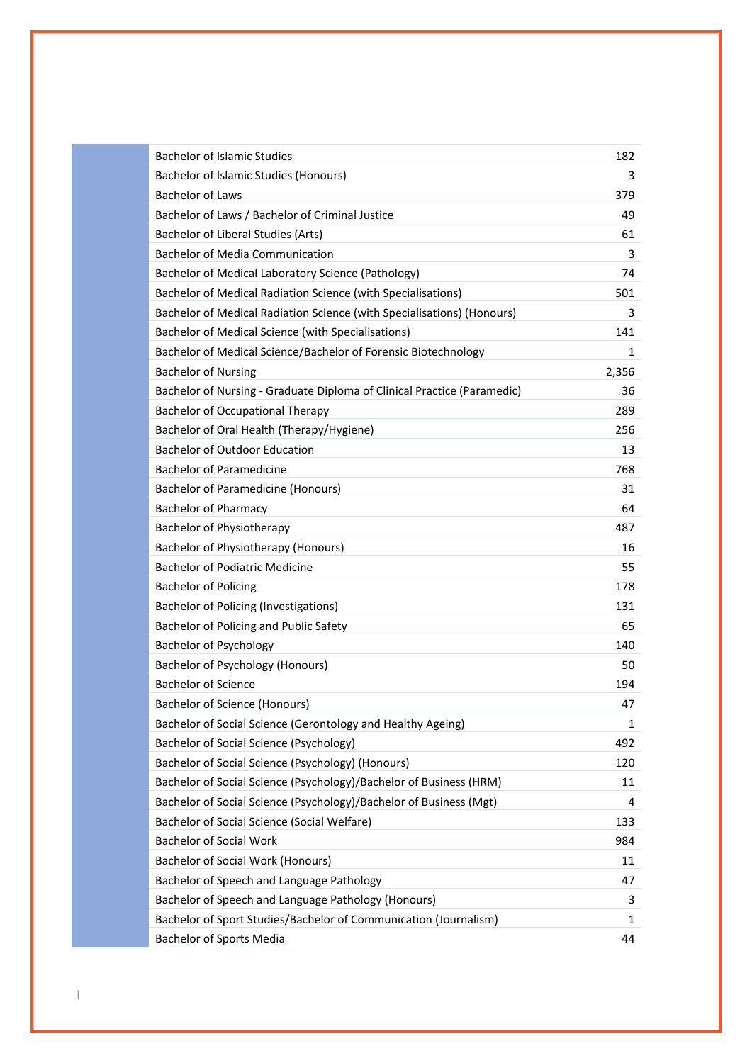| | | |
|---|---|---|
| | Bachelor of Islamic Studies | 182 |
| | Bachelor of Islamic Studies (Honours) | 3 |
| | Bachelor of Laws | 379 |
| | Bachelor of Laws / Bachelor of Criminal Justice | 49 |
| | Bachelor of Liberal Studies (Arts) | 61 |
| | Bachelor of Media Communication | 3 |
| | Bachelor of Medical Laboratory Science (Pathology) | 74 |
| | Bachelor of Medical Radiation Science (with Specialisations) | 501 |
| | Bachelor of Medical Radiation Science (with Specialisations) (Honours) | 3 |
| | Bachelor of Medical Science (with Specialisations) | 141 |
| | Bachelor of Medical Science/Bachelor of Forensic Biotechnology | 1 |
| | Bachelor of Nursing | 2,356 |
| | Bachelor of Nursing - Graduate Diploma of Clinical Practice (Paramedic) | 36 |
| | Bachelor of Occupational Therapy | 289 |
| | Bachelor of Oral Health (Therapy/Hygiene) | 256 |
| | Bachelor of Outdoor Education | 13 |
| | Bachelor of Paramedicine | 768 |
| | Bachelor of Paramedicine (Honours) | 31 |
| | Bachelor of Pharmacy | 64 |
| | Bachelor of Physiotherapy | 487 |
| | Bachelor of Physiotherapy (Honours) | 16 |
| | Bachelor of Podiatric Medicine | 55 |
| | Bachelor of Policing | 178 |
| | Bachelor of Policing (Investigations) | 131 |
| | Bachelor of Policing and Public Safety | 65 |
| | Bachelor of Psychology | 140 |
| | Bachelor of Psychology (Honours) | 50 |
| | Bachelor of Science | 194 |
| | Bachelor of Science (Honours) | 47 |
| | Bachelor of Social Science (Gerontology and Healthy Ageing) | 1 |
| | Bachelor of Social Science (Psychology) | 492 |
| | Bachelor of Social Science (Psychology) (Honours) | 120 |
| | Bachelor of Social Science (Psychology)/Bachelor of Business (HRM) | 11 |
| | Bachelor of Social Science (Psychology)/Bachelor of Business (Mgt) | 4 |
| | Bachelor of Social Science (Social Welfare) | 133 |
| | Bachelor of Social Work | 984 |
| | Bachelor of Social Work (Honours) | 11 |
| | Bachelor of Speech and Language Pathology | 47 |
| | Bachelor of Speech and Language Pathology (Honours) | 3 |
| | Bachelor of Sport Studies/Bachelor of Communication (Journalism) | 1 |
| | Bachelor of Sports Media | 44 |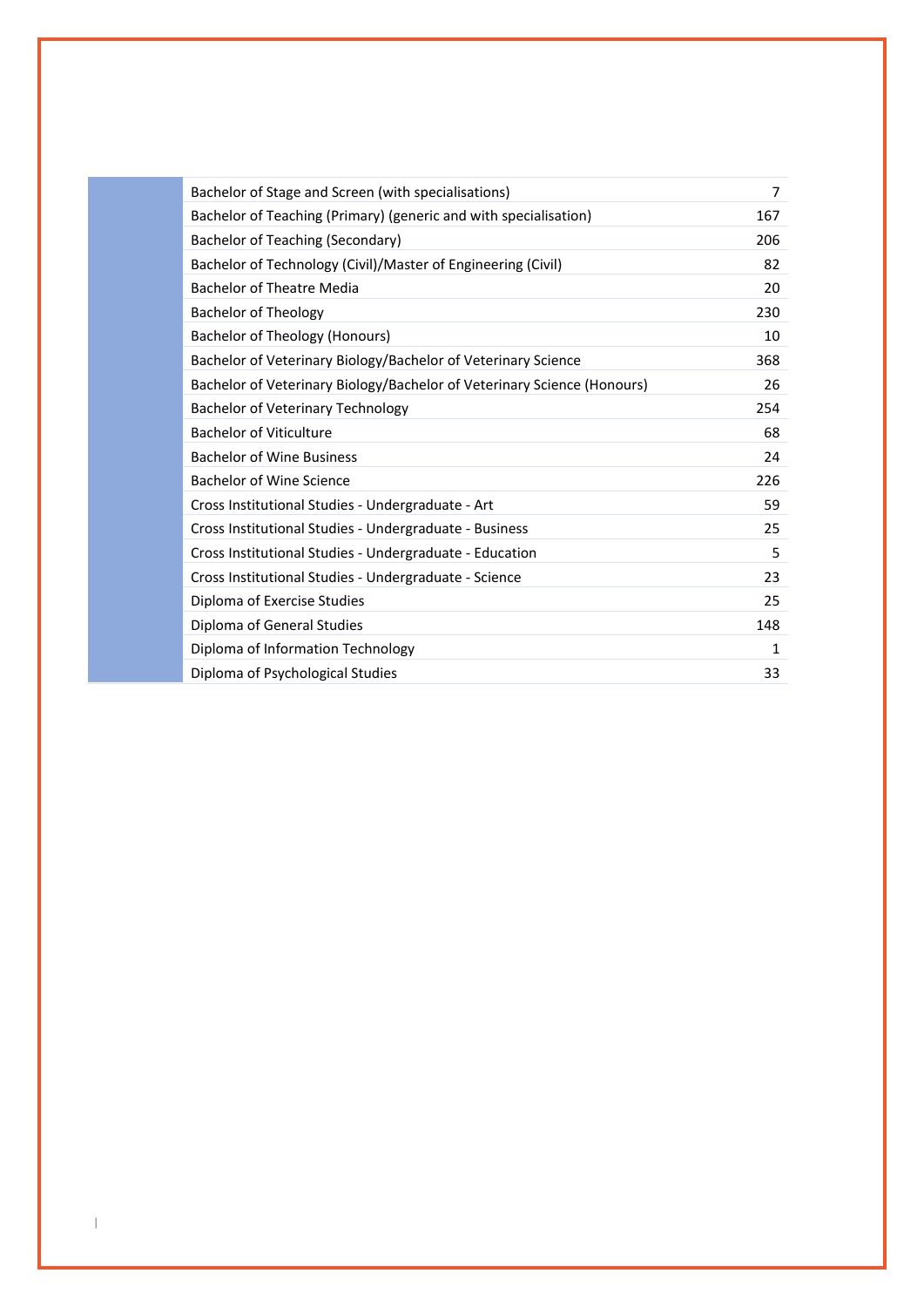| | | |
|---|---|---|
| | Bachelor of Stage and Screen (with specialisations) | 7 |
| | Bachelor of Teaching (Primary) (generic and with specialisation) | 167 |
| | Bachelor of Teaching (Secondary) | 206 |
| | Bachelor of Technology (Civil)/Master of Engineering (Civil) | 82 |
| | Bachelor of Theatre Media | 20 |
| | Bachelor of Theology | 230 |
| | Bachelor of Theology (Honours) | 10 |
| | Bachelor of Veterinary Biology/Bachelor of Veterinary Science | 368 |
| | Bachelor of Veterinary Biology/Bachelor of Veterinary Science (Honours) | 26 |
| | Bachelor of Veterinary Technology | 254 |
| | Bachelor of Viticulture | 68 |
| | Bachelor of Wine Business | 24 |
| | Bachelor of Wine Science | 226 |
| | Cross Institutional Studies - Undergraduate - Art | 59 |
| | Cross Institutional Studies - Undergraduate - Business | 25 |
| | Cross Institutional Studies - Undergraduate - Education | 5 |
| | Cross Institutional Studies - Undergraduate - Science | 23 |
| | Diploma of Exercise Studies | 25 |
| | Diploma of General Studies | 148 |
| | Diploma of Information Technology | 1 |
| | Diploma of Psychological Studies | 33 |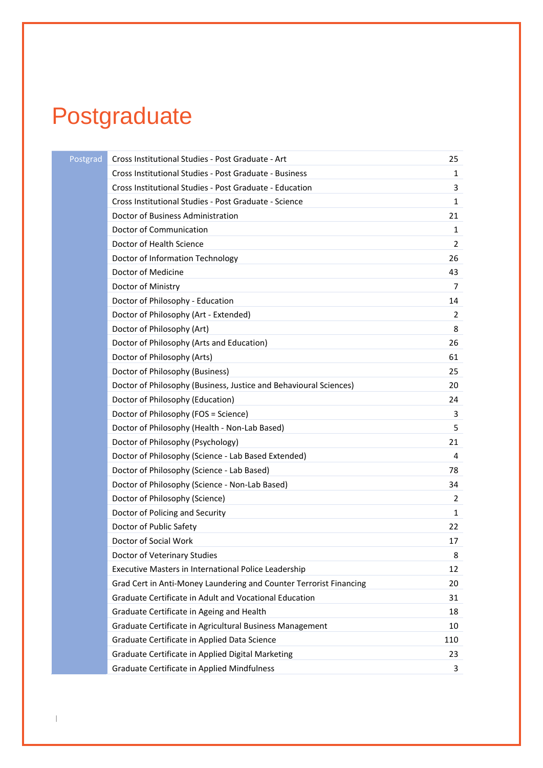# Postgraduate

| | | |
|---|---|---|
| Postgrad | Cross Institutional Studies - Post Graduate - Art | 25 |
| | Cross Institutional Studies - Post Graduate - Business | 1 |
| | Cross Institutional Studies - Post Graduate - Education | 3 |
| | Cross Institutional Studies - Post Graduate - Science | 1 |
| | Doctor of Business Administration | 21 |
| | Doctor of Communication | 1 |
| | Doctor of Health Science | 2 |
| | Doctor of Information Technology | 26 |
| | Doctor of Medicine | 43 |
| | Doctor of Ministry | 7 |
| | Doctor of Philosophy - Education | 14 |
| | Doctor of Philosophy (Art - Extended) | 2 |
| | Doctor of Philosophy (Art) | 8 |
| | Doctor of Philosophy (Arts and Education) | 26 |
| | Doctor of Philosophy (Arts) | 61 |
| | Doctor of Philosophy (Business) | 25 |
| | Doctor of Philosophy (Business, Justice and Behavioural Sciences) | 20 |
| | Doctor of Philosophy (Education) | 24 |
| | Doctor of Philosophy (FOS = Science) | 3 |
| | Doctor of Philosophy (Health - Non-Lab Based) | 5 |
| | Doctor of Philosophy (Psychology) | 21 |
| | Doctor of Philosophy (Science - Lab Based Extended) | 4 |
| | Doctor of Philosophy (Science - Lab Based) | 78 |
| | Doctor of Philosophy (Science - Non-Lab Based) | 34 |
| | Doctor of Philosophy (Science) | 2 |
| | Doctor of Policing and Security | 1 |
| | Doctor of Public Safety | 22 |
| | Doctor of Social Work | 17 |
| | Doctor of Veterinary Studies | 8 |
| | Executive Masters in International Police Leadership | 12 |
| | Grad Cert in Anti-Money Laundering and Counter Terrorist Financing | 20 |
| | Graduate Certificate in Adult and Vocational Education | 31 |
| | Graduate Certificate in Ageing and Health | 18 |
| | Graduate Certificate in Agricultural Business Management | 10 |
| | Graduate Certificate in Applied Data Science | 110 |
| | Graduate Certificate in Applied Digital Marketing | 23 |
| | Graduate Certificate in Applied Mindfulness | 3 |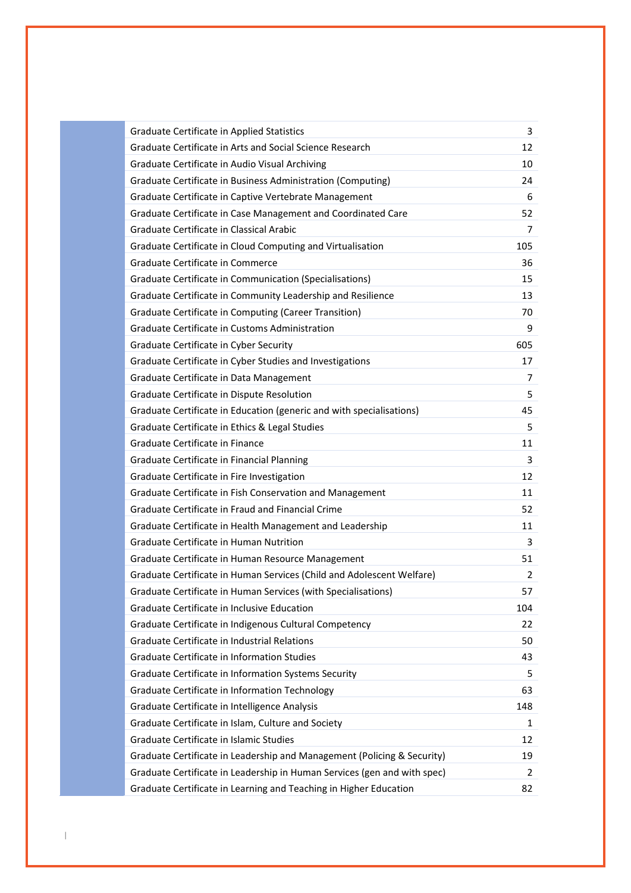| | |
|---|---|
| Graduate Certificate in Applied Statistics | 3 |
| Graduate Certificate in Arts and Social Science Research | 12 |
| Graduate Certificate in Audio Visual Archiving | 10 |
| Graduate Certificate in Business Administration (Computing) | 24 |
| Graduate Certificate in Captive Vertebrate Management | 6 |
| Graduate Certificate in Case Management and Coordinated Care | 52 |
| Graduate Certificate in Classical Arabic | 7 |
| Graduate Certificate in Cloud Computing and Virtualisation | 105 |
| Graduate Certificate in Commerce | 36 |
| Graduate Certificate in Communication (Specialisations) | 15 |
| Graduate Certificate in Community Leadership and Resilience | 13 |
| Graduate Certificate in Computing (Career Transition) | 70 |
| Graduate Certificate in Customs Administration | 9 |
| Graduate Certificate in Cyber Security | 605 |
| Graduate Certificate in Cyber Studies and Investigations | 17 |
| Graduate Certificate in Data Management | 7 |
| Graduate Certificate in Dispute Resolution | 5 |
| Graduate Certificate in Education (generic and with specialisations) | 45 |
| Graduate Certificate in Ethics & Legal Studies | 5 |
| Graduate Certificate in Finance | 11 |
| Graduate Certificate in Financial Planning | 3 |
| Graduate Certificate in Fire Investigation | 12 |
| Graduate Certificate in Fish Conservation and Management | 11 |
| Graduate Certificate in Fraud and Financial Crime | 52 |
| Graduate Certificate in Health Management and Leadership | 11 |
| Graduate Certificate in Human Nutrition | 3 |
| Graduate Certificate in Human Resource Management | 51 |
| Graduate Certificate in Human Services (Child and Adolescent Welfare) | 2 |
| Graduate Certificate in Human Services (with Specialisations) | 57 |
| Graduate Certificate in Inclusive Education | 104 |
| Graduate Certificate in Indigenous Cultural Competency | 22 |
| Graduate Certificate in Industrial Relations | 50 |
| Graduate Certificate in Information Studies | 43 |
| Graduate Certificate in Information Systems Security | 5 |
| Graduate Certificate in Information Technology | 63 |
| Graduate Certificate in Intelligence Analysis | 148 |
| Graduate Certificate in Islam, Culture and Society | 1 |
| Graduate Certificate in Islamic Studies | 12 |
| Graduate Certificate in Leadership and Management (Policing & Security) | 19 |
| Graduate Certificate in Leadership in Human Services (gen and with spec) | 2 |
| Graduate Certificate in Learning and Teaching in Higher Education | 82 |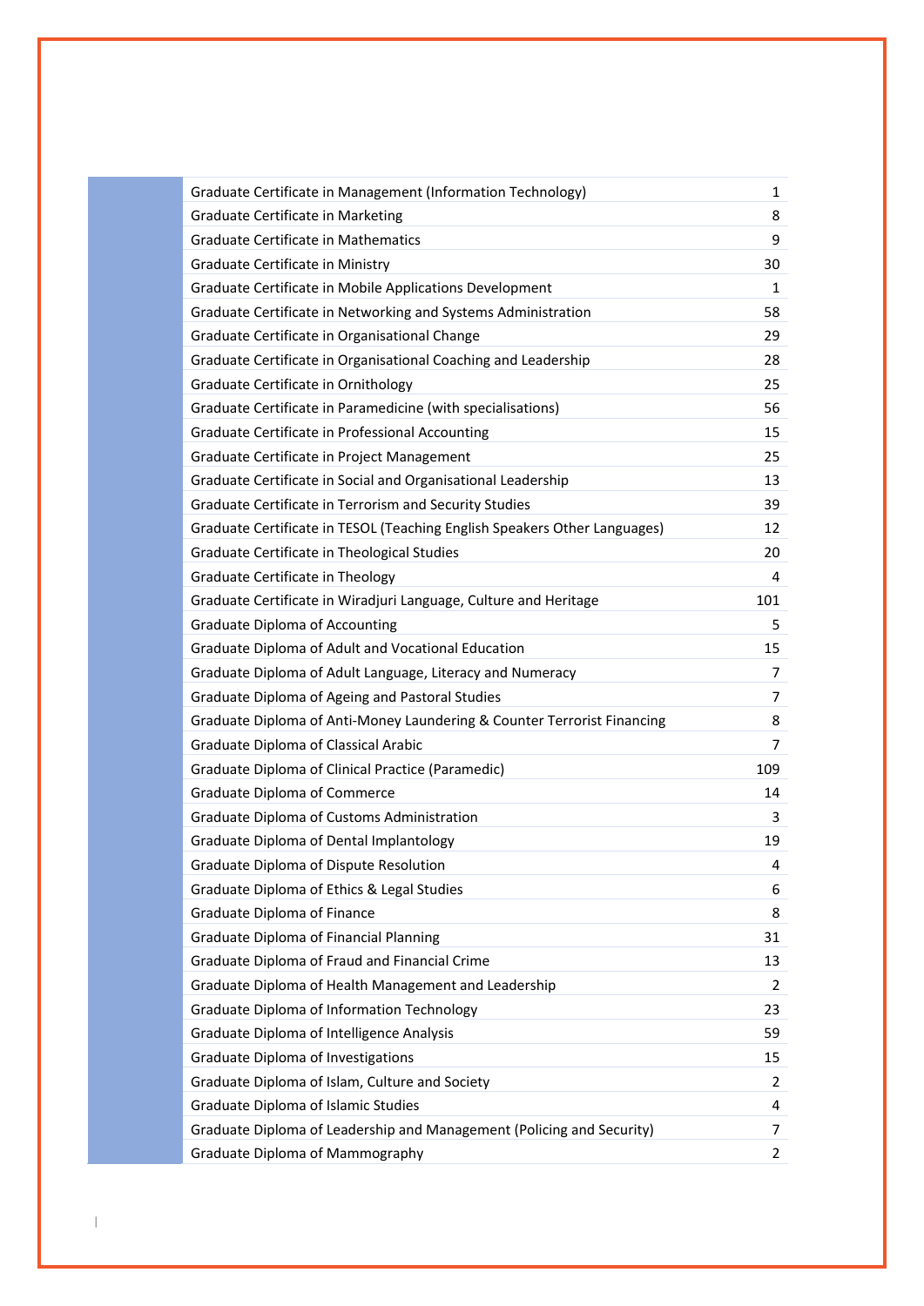| | | |
|---|---|---|
| | Graduate Certificate in Management (Information Technology) | 1 |
| | Graduate Certificate in Marketing | 8 |
| | Graduate Certificate in Mathematics | 9 |
| | Graduate Certificate in Ministry | 30 |
| | Graduate Certificate in Mobile Applications Development | 1 |
| | Graduate Certificate in Networking and Systems Administration | 58 |
| | Graduate Certificate in Organisational Change | 29 |
| | Graduate Certificate in Organisational Coaching and Leadership | 28 |
| | Graduate Certificate in Ornithology | 25 |
| | Graduate Certificate in Paramedicine (with specialisations) | 56 |
| | Graduate Certificate in Professional Accounting | 15 |
| | Graduate Certificate in Project Management | 25 |
| | Graduate Certificate in Social and Organisational Leadership | 13 |
| | Graduate Certificate in Terrorism and Security Studies | 39 |
| | Graduate Certificate in TESOL (Teaching English Speakers Other Languages) | 12 |
| | Graduate Certificate in Theological Studies | 20 |
| | Graduate Certificate in Theology | 4 |
| | Graduate Certificate in Wiradjuri Language, Culture and Heritage | 101 |
| | Graduate Diploma of Accounting | 5 |
| | Graduate Diploma of Adult and Vocational Education | 15 |
| | Graduate Diploma of Adult Language, Literacy and Numeracy | 7 |
| | Graduate Diploma of Ageing and Pastoral Studies | 7 |
| | Graduate Diploma of Anti-Money Laundering & Counter Terrorist Financing | 8 |
| | Graduate Diploma of Classical Arabic | 7 |
| | Graduate Diploma of Clinical Practice (Paramedic) | 109 |
| | Graduate Diploma of Commerce | 14 |
| | Graduate Diploma of Customs Administration | 3 |
| | Graduate Diploma of Dental Implantology | 19 |
| | Graduate Diploma of Dispute Resolution | 4 |
| | Graduate Diploma of Ethics & Legal Studies | 6 |
| | Graduate Diploma of Finance | 8 |
| | Graduate Diploma of Financial Planning | 31 |
| | Graduate Diploma of Fraud and Financial Crime | 13 |
| | Graduate Diploma of Health Management and Leadership | 2 |
| | Graduate Diploma of Information Technology | 23 |
| | Graduate Diploma of Intelligence Analysis | 59 |
| | Graduate Diploma of Investigations | 15 |
| | Graduate Diploma of Islam, Culture and Society | 2 |
| | Graduate Diploma of Islamic Studies | 4 |
| | Graduate Diploma of Leadership and Management (Policing and Security) | 7 |
| | Graduate Diploma of Mammography | 2 |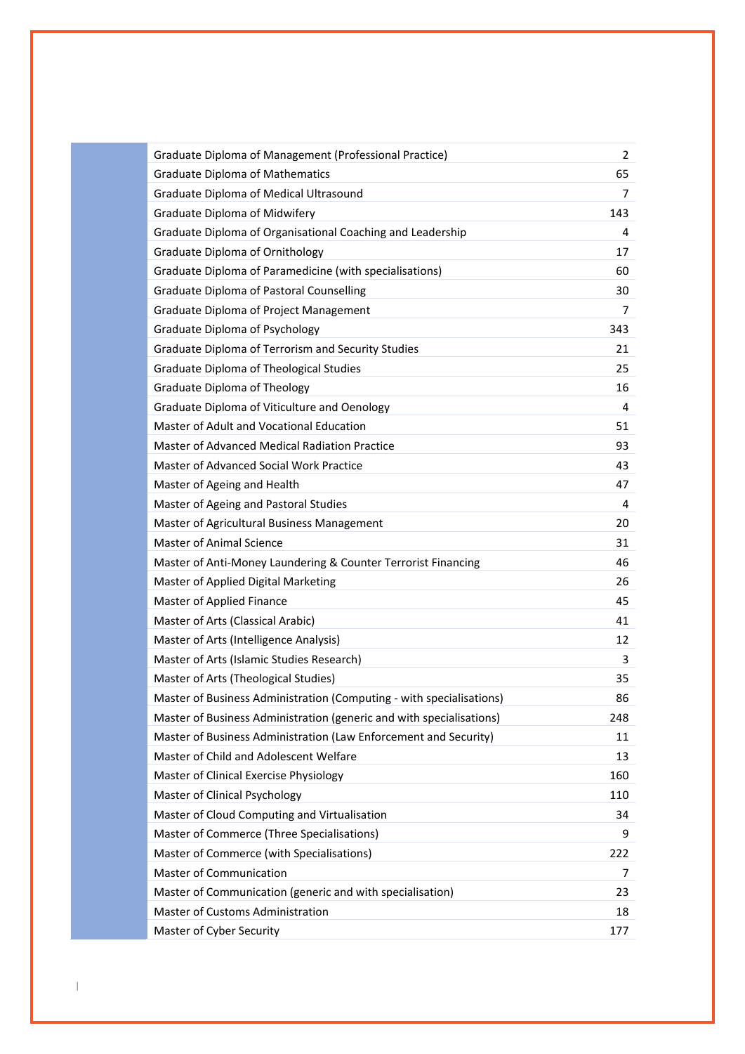| | | |
|---|---|---|
| | Graduate Diploma of Management (Professional Practice) | 2 |
| | Graduate Diploma of Mathematics | 65 |
| | Graduate Diploma of Medical Ultrasound | 7 |
| | Graduate Diploma of Midwifery | 143 |
| | Graduate Diploma of Organisational Coaching and Leadership | 4 |
| | Graduate Diploma of Ornithology | 17 |
| | Graduate Diploma of Paramedicine (with specialisations) | 60 |
| | Graduate Diploma of Pastoral Counselling | 30 |
| | Graduate Diploma of Project Management | 7 |
| | Graduate Diploma of Psychology | 343 |
| | Graduate Diploma of Terrorism and Security Studies | 21 |
| | Graduate Diploma of Theological Studies | 25 |
| | Graduate Diploma of Theology | 16 |
| | Graduate Diploma of Viticulture and Oenology | 4 |
| | Master of Adult and Vocational Education | 51 |
| | Master of Advanced Medical Radiation Practice | 93 |
| | Master of Advanced Social Work Practice | 43 |
| | Master of Ageing and Health | 47 |
| | Master of Ageing and Pastoral Studies | 4 |
| | Master of Agricultural Business Management | 20 |
| | Master of Animal Science | 31 |
| | Master of Anti-Money Laundering & Counter Terrorist Financing | 46 |
| | Master of Applied Digital Marketing | 26 |
| | Master of Applied Finance | 45 |
| | Master of Arts (Classical Arabic) | 41 |
| | Master of Arts (Intelligence Analysis) | 12 |
| | Master of Arts (Islamic Studies Research) | 3 |
| | Master of Arts (Theological Studies) | 35 |
| | Master of Business Administration (Computing - with specialisations) | 86 |
| | Master of Business Administration (generic and with specialisations) | 248 |
| | Master of Business Administration (Law Enforcement and Security) | 11 |
| | Master of Child and Adolescent Welfare | 13 |
| | Master of Clinical Exercise Physiology | 160 |
| | Master of Clinical Psychology | 110 |
| | Master of Cloud Computing and Virtualisation | 34 |
| | Master of Commerce (Three Specialisations) | 9 |
| | Master of Commerce (with Specialisations) | 222 |
| | Master of Communication | 7 |
| | Master of Communication (generic and with specialisation) | 23 |
| | Master of Customs Administration | 18 |
| | Master of Cyber Security | 177 |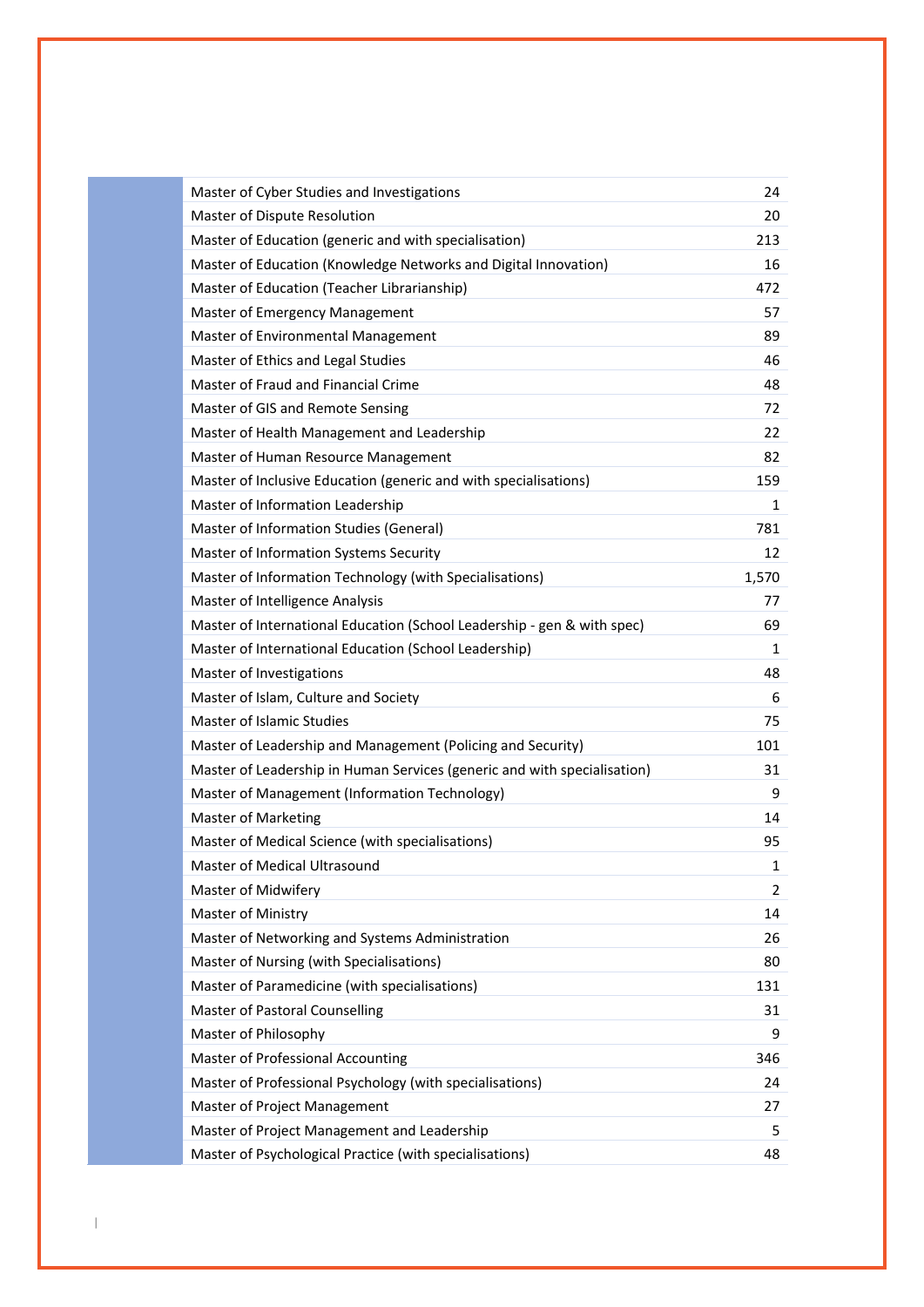| | | |
|---|---|---|
| | Master of Cyber Studies and Investigations | 24 |
| | Master of Dispute Resolution | 20 |
| | Master of Education (generic and with specialisation) | 213 |
| | Master of Education (Knowledge Networks and Digital Innovation) | 16 |
| | Master of Education (Teacher Librarianship) | 472 |
| | Master of Emergency Management | 57 |
| | Master of Environmental Management | 89 |
| | Master of Ethics and Legal Studies | 46 |
| | Master of Fraud and Financial Crime | 48 |
| | Master of GIS and Remote Sensing | 72 |
| | Master of Health Management and Leadership | 22 |
| | Master of Human Resource Management | 82 |
| | Master of Inclusive Education (generic and with specialisations) | 159 |
| | Master of Information Leadership | 1 |
| | Master of Information Studies (General) | 781 |
| | Master of Information Systems Security | 12 |
| | Master of Information Technology (with Specialisations) | 1,570 |
| | Master of Intelligence Analysis | 77 |
| | Master of International Education (School Leadership - gen & with spec) | 69 |
| | Master of International Education (School Leadership) | 1 |
| | Master of Investigations | 48 |
| | Master of Islam, Culture and Society | 6 |
| | Master of Islamic Studies | 75 |
| | Master of Leadership and Management (Policing and Security) | 101 |
| | Master of Leadership in Human Services (generic and with specialisation) | 31 |
| | Master of Management (Information Technology) | 9 |
| | Master of Marketing | 14 |
| | Master of Medical Science (with specialisations) | 95 |
| | Master of Medical Ultrasound | 1 |
| | Master of Midwifery | 2 |
| | Master of Ministry | 14 |
| | Master of Networking and Systems Administration | 26 |
| | Master of Nursing (with Specialisations) | 80 |
| | Master of Paramedicine (with specialisations) | 131 |
| | Master of Pastoral Counselling | 31 |
| | Master of Philosophy | 9 |
| | Master of Professional Accounting | 346 |
| | Master of Professional Psychology (with specialisations) | 24 |
| | Master of Project Management | 27 |
| | Master of Project Management and Leadership | 5 |
| | Master of Psychological Practice (with specialisations) | 48 |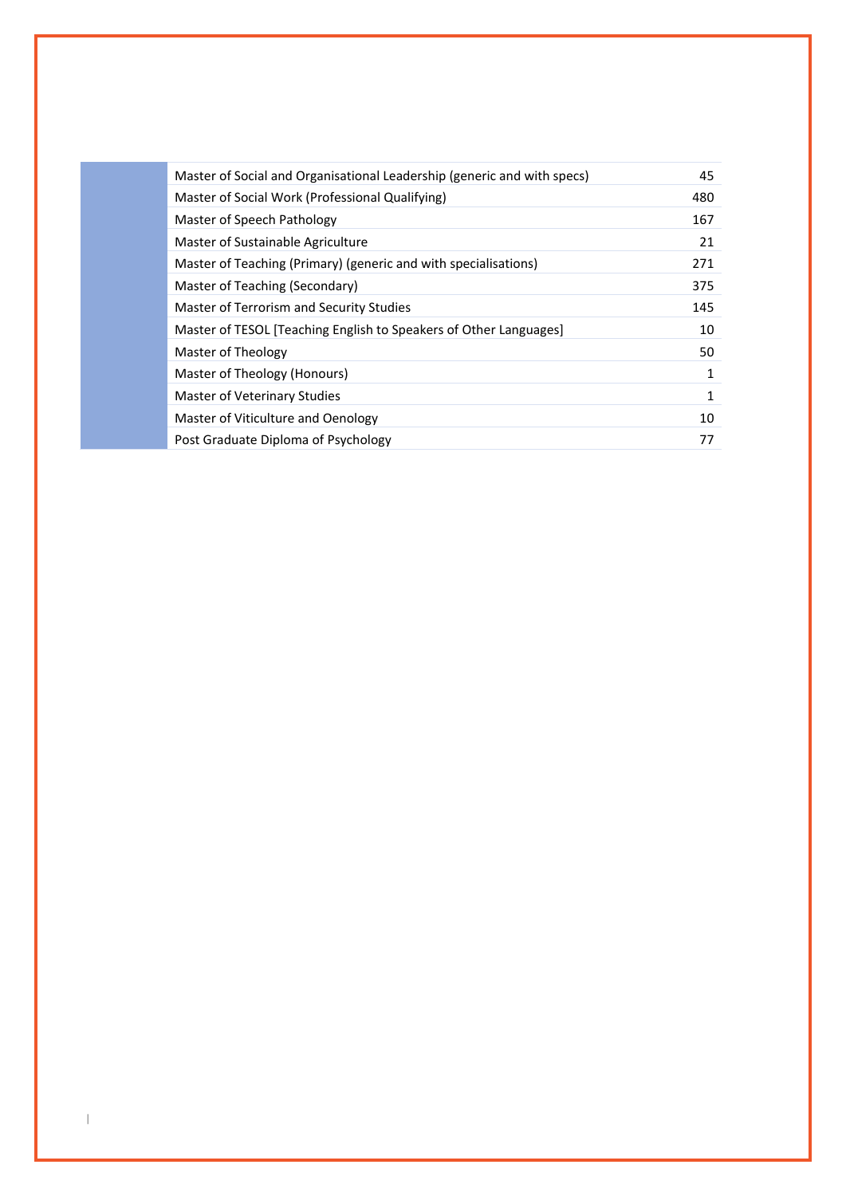| | | |
|---|---|---|
| | Master of Social and Organisational Leadership (generic and with specs) | 45 |
| | Master of Social Work (Professional Qualifying) | 480 |
| | Master of Speech Pathology | 167 |
| | Master of Sustainable Agriculture | 21 |
| | Master of Teaching (Primary) (generic and with specialisations) | 271 |
| | Master of Teaching (Secondary) | 375 |
| | Master of Terrorism and Security Studies | 145 |
| | Master of TESOL [Teaching English to Speakers of Other Languages] | 10 |
| | Master of Theology | 50 |
| | Master of Theology (Honours) | 1 |
| | Master of Veterinary Studies | 1 |
| | Master of Viticulture and Oenology | 10 |
| | Post Graduate Diploma of Psychology | 77 |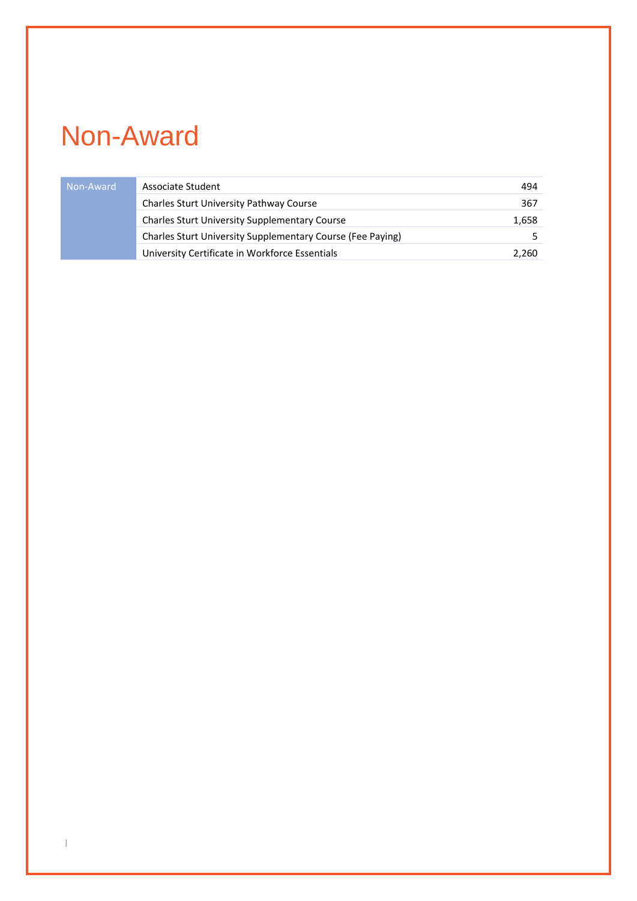# Non-Award

| | | |
|---|---|---|
| Non-Award | Associate Student | 494 |
| | Charles Sturt University Pathway Course | 367 |
| | Charles Sturt University Supplementary Course | 1,658 |
| | Charles Sturt University Supplementary Course (Fee Paying) | 5 |
| | University Certificate in Workforce Essentials | 2,260 |